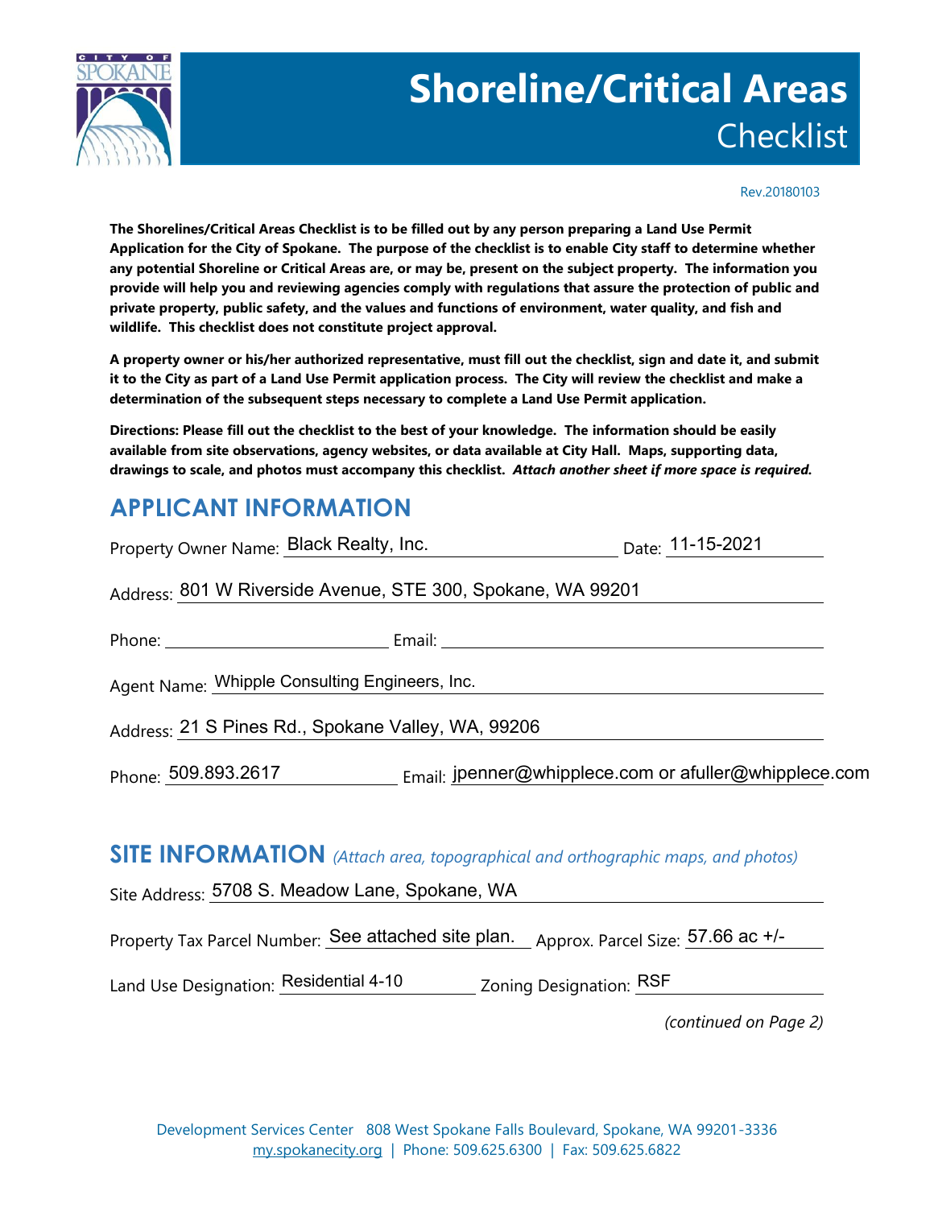# Shoreline/Critical Areas Checklist

Rev.20180103

**The Shorelines/Critical Areas Checklist is to be filled out by any person preparing a Land Use Permit Application for the City of Spokane. The purpose of the checklist is to enable City staff to determine whether any potential Shoreline or Critical Areas are, or may be, present on the subject property. The information you provide will help you and reviewing agencies comply with regulations that assure the protection of public and private property, public safety, and the values and functions of environment, water quality, and fish and wildlife. This checklist does not constitute project approval.**

**A property owner or his/her authorized representative, must fill out the checklist, sign and date it, and submit it to the City as part of a Land Use Permit application process. The City will review the checklist and make a determination of the subsequent steps necessary to complete a Land Use Permit application.**

**Directions: Please fill out the checklist to the best of your knowledge. The information should be easily available from site observations, agency websites, or data available at City Hall. Maps, supporting data, drawings to scale, and photos must accompany this checklist.** ***Attach another sheet if more space is required.***

## APPLICANT INFORMATION

Property Owner Name: Black Realty, Inc. Date: 11-15-2021

Address: 801 W Riverside Avenue, STE 300, Spokane, WA 99201

Phone: \_\_\_\_\_\_\_\_\_\_ Email: \_\_\_\_\_\_\_\_\_\_

Agent Name: Whipple Consulting Engineers, Inc.

Address: 21 S Pines Rd., Spokane Valley, WA, 99206

Phone: 509.893.2617 Email: jpenner@whipplece.com or afuller@whipplece.com

## SITE INFORMATION *(Attach area, topographical and orthographic maps, and photos)*

Site Address: 5708 S. Meadow Lane, Spokane, WA

Property Tax Parcel Number: See attached site plan. Approx. Parcel Size: 57.66 ac +/-

Land Use Designation: Residential 4-10 Zoning Designation: RSF

*(continued on Page 2)*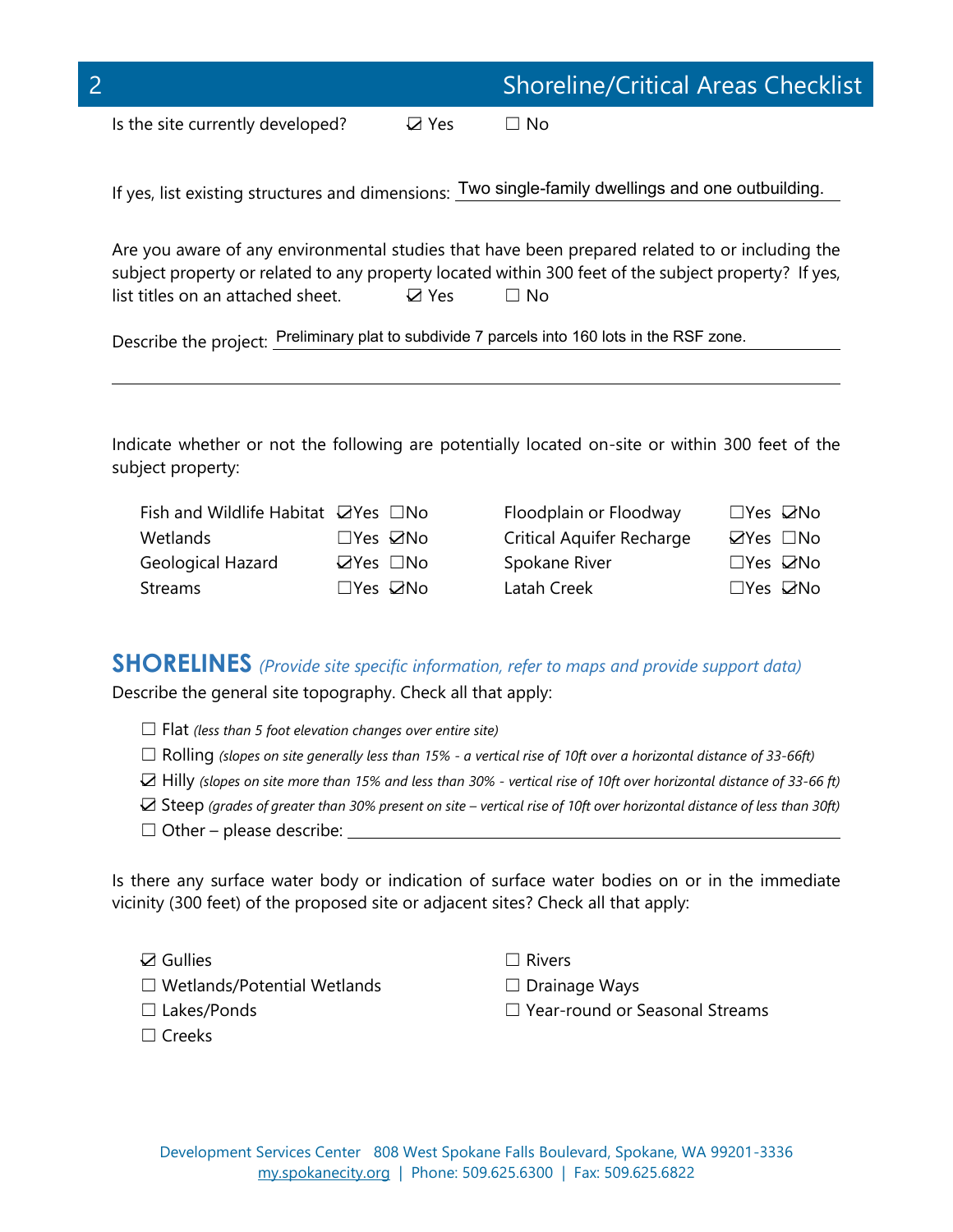## Shoreline/Critical Areas Checklist

Is the site currently developed? ☑ Yes ☐ No

If yes, list existing structures and dimensions: Two single-family dwellings and one outbuilding.

Are you aware of any environmental studies that have been prepared related to or including the subject property or related to any property located within 300 feet of the subject property? If yes, list titles on an attached sheet. ☑ Yes ☐ No

Describe the project: Preliminary plat to subdivide 7 parcels into 160 lots in the RSF zone.

Indicate whether or not the following are potentially located on-site or within 300 feet of the subject property:

| | | | |
|---|---|---|---|
| Fish and Wildlife Habitat | ☑Yes ☐No | Floodplain or Floodway | ☐Yes ☑No |
| Wetlands | ☐Yes ☑No | Critical Aquifer Recharge | ☑Yes ☐No |
| Geological Hazard | ☑Yes ☐No | Spokane River | ☐Yes ☑No |
| Streams | ☐Yes ☑No | Latah Creek | ☐Yes ☑No |

## SHORELINES *(Provide site specific information, refer to maps and provide support data)*

Describe the general site topography. Check all that apply:

- ☐ Flat *(less than 5 foot elevation changes over entire site)*
- ☐ Rolling *(slopes on site generally less than 15% - a vertical rise of 10ft over a horizontal distance of 33-66ft)*
- ☑ Hilly *(slopes on site more than 15% and less than 30% - vertical rise of 10ft over horizontal distance of 33-66 ft)*
- ☑ Steep *(grades of greater than 30% present on site – vertical rise of 10ft over horizontal distance of less than 30ft)*
- ☐ Other – please describe: ______

Is there any surface water body or indication of surface water bodies on or in the immediate vicinity (300 feet) of the proposed site or adjacent sites? Check all that apply:

- ☑ Gullies
- ☐ Wetlands/Potential Wetlands
- ☐ Lakes/Ponds
- ☐ Creeks
- ☐ Rivers
- ☐ Drainage Ways
- ☐ Year-round or Seasonal Streams

Development Services Center 808 West Spokane Falls Boulevard, Spokane, WA 99201-3336
my.spokanecity.org | Phone: 509.625.6300 | Fax: 509.625.6822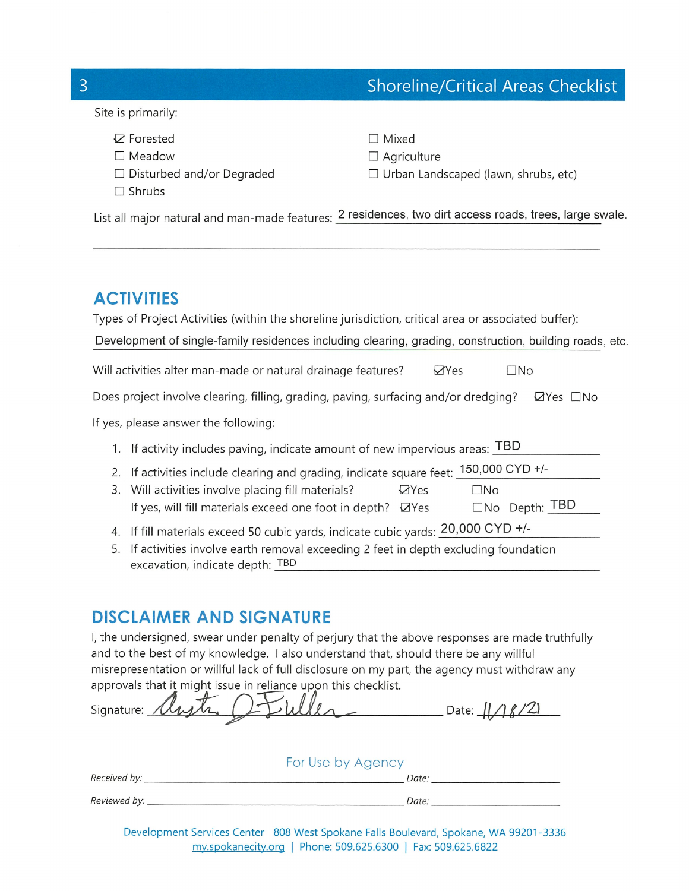## 3 Shoreline/Critical Areas Checklist

Site is primarily:

- ☑ Forested
- ☐ Meadow
- ☐ Disturbed and/or Degraded
- ☐ Shrubs
- ☐ Mixed
- ☐ Agriculture
- ☐ Urban Landscaped (lawn, shrubs, etc)

List all major natural and man-made features: 2 residences, two dirt access roads, trees, large swale.

## ACTIVITIES

Types of Project Activities (within the shoreline jurisdiction, critical area or associated buffer):

Development of single-family residences including clearing, grading, construction, building roads, etc.

Will activities alter man-made or natural drainage features? ☑Yes ☐No

Does project involve clearing, filling, grading, paving, surfacing and/or dredging? ☑Yes ☐No

If yes, please answer the following:

1. If activity includes paving, indicate amount of new impervious areas: TBD
2. If activities include clearing and grading, indicate square feet: 150,000 CYD +/-
3. Will activities involve placing fill materials? ☑Yes ☐No
   If yes, will fill materials exceed one foot in depth? ☑Yes ☐No Depth: TBD
4. If fill materials exceed 50 cubic yards, indicate cubic yards: 20,000 CYD +/-
5. If activities involve earth removal exceeding 2 feet in depth excluding foundation excavation, indicate depth: TBD

## DISCLAIMER AND SIGNATURE

I, the undersigned, swear under penalty of perjury that the above responses are made truthfully and to the best of my knowledge. I also understand that, should there be any willful misrepresentation or willful lack of full disclosure on my part, the agency must withdraw any approvals that it might issue in reliance upon this checklist.

Signature: Austin D Fuller Date: 11/18/21

### For Use by Agency

*Received by:* ______________________ *Date:* ______________

*Reviewed by:* ______________________ *Date:* ______________

Development Services Center 808 West Spokane Falls Boulevard, Spokane, WA 99201-3336
my.spokanecity.org | Phone: 509.625.6300 | Fax: 509.625.6822